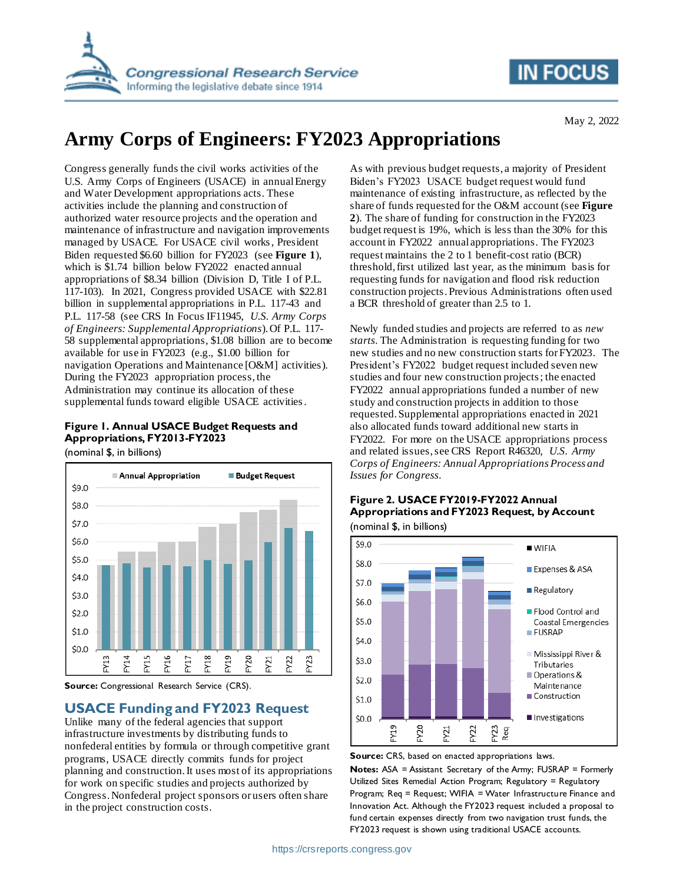May 2, 2022

# Army Corps of Engineers: FY2023 Appropriations

Congress generally funds the civil works activities of the U.S. Army Corps of Engineers (USACE) in annual Energy and Water Development appropriations acts. These activities include the planning and construction of authorized water resource projects and the operation and maintenance of infrastructure and navigation improvements managed by USACE. For USACE civil works, President Biden requested $6.60 billion for FY2023 (see **Figure 1**), which is $1.74 billion below FY2022 enacted annual appropriations of $8.34 billion (Division D, Title I of P.L. 117-103). In 2021, Congress provided USACE with $22.81 billion in supplemental appropriations in P.L. 117-43 and P.L. 117-58 (see CRS In Focus IF11945, *U.S. Army Corps of Engineers: Supplemental Appropriations*). Of P.L. 117-58 supplemental appropriations, $1.08 billion are to become available for use in FY2023 (e.g., $1.00 billion for navigation Operations and Maintenance [O&M] activities). During the FY2023 appropriation process, the Administration may continue its allocation of these supplemental funds toward eligible USACE activities.

**Figure 1. Annual USACE Budget Requests and Appropriations, FY2013-FY2023**

(nominal $, in billions)

**Source:** Congressional Research Service (CRS).

## USACE Funding and FY2023 Request

Unlike many of the federal agencies that support infrastructure investments by distributing funds to nonfederal entities by formula or through competitive grant programs, USACE directly commits funds for project planning and construction. It uses most of its appropriations for work on specific studies and projects authorized by Congress. Nonfederal project sponsors or users often share in the project construction costs.

As with previous budget requests, a majority of President Biden's FY2023 USACE budget request would fund maintenance of existing infrastructure, as reflected by the share of funds requested for the O&M account (see **Figure 2**). The share of funding for construction in the FY2023 budget request is 19%, which is less than the 30% for this account in FY2022 annual appropriations. The FY2023 request maintains the 2 to 1 benefit-cost ratio (BCR) threshold, first utilized last year, as the minimum basis for requesting funds for navigation and flood risk reduction construction projects. Previous Administrations often used a BCR threshold of greater than 2.5 to 1.

Newly funded studies and projects are referred to as *new starts*. The Administration is requesting funding for two new studies and no new construction starts for FY2023. The President's FY2022 budget request included seven new studies and four new construction projects; the enacted FY2022 annual appropriations funded a number of new study and construction projects in addition to those requested. Supplemental appropriations enacted in 2021 also allocated funds toward additional new starts in FY2022. For more on the USACE appropriations process and related issues, see CRS Report R46320, *U.S. Army Corps of Engineers: Annual Appropriations Process and Issues for Congress*.

**Figure 2. USACE FY2019-FY2022 Annual Appropriations and FY2023 Request, by Account**

(nominal $, in billions)

**Source:** CRS, based on enacted appropriations laws.

**Notes:** ASA = Assistant Secretary of the Army; FUSRAP = Formerly Utilized Sites Remedial Action Program; Regulatory = Regulatory Program; Req = Request; WIFIA = Water Infrastructure Finance and Innovation Act. Although the FY2023 request included a proposal to fund certain expenses directly from two navigation trust funds, the FY2023 request is shown using traditional USACE accounts.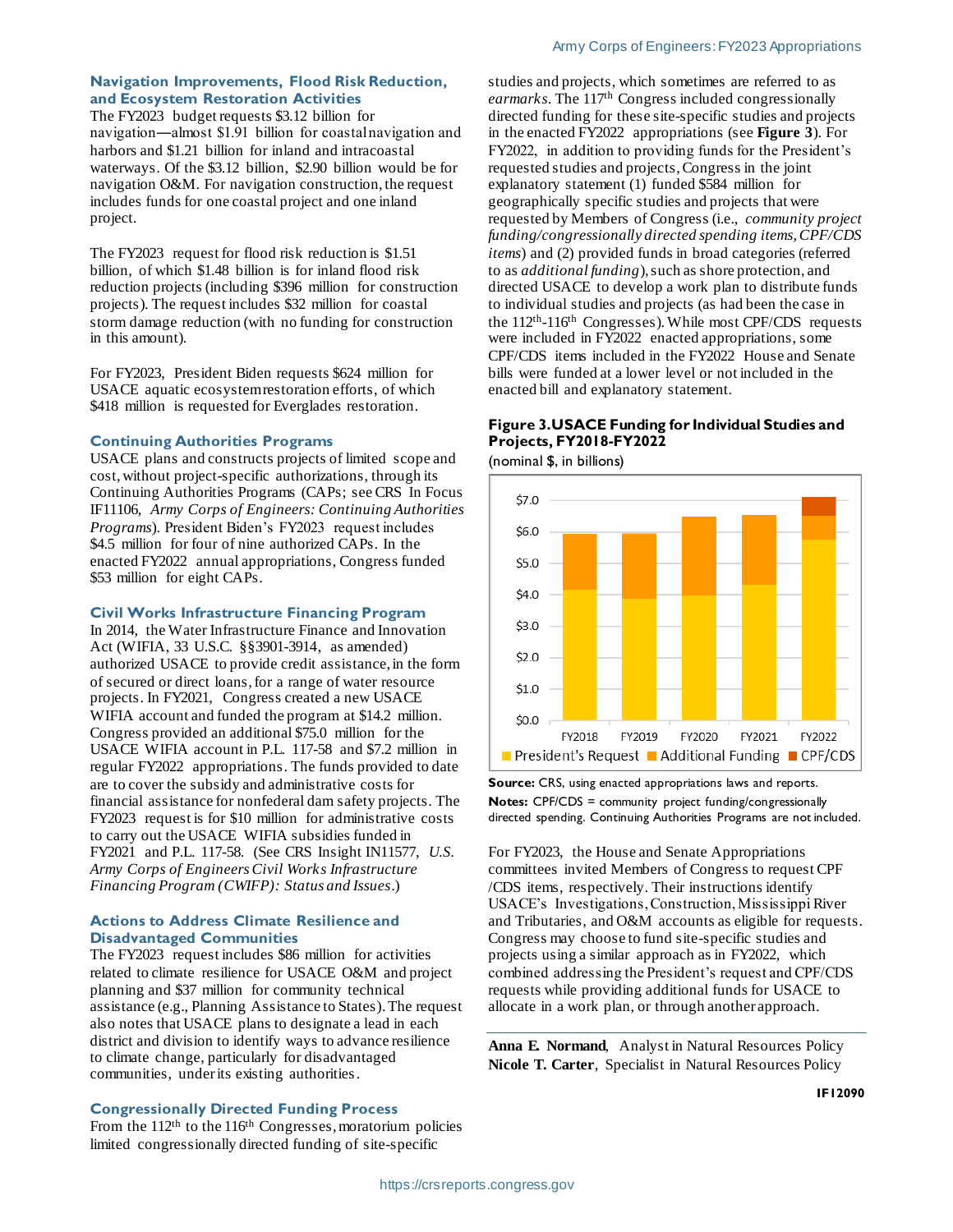### Navigation Improvements, Flood Risk Reduction, and Ecosystem Restoration Activities

The FY2023 budget requests $3.12 billion for navigation—almost $1.91 billion for coastal navigation and harbors and $1.21 billion for inland and intracoastal waterways. Of the $3.12 billion, $2.90 billion would be for navigation O&M. For navigation construction, the request includes funds for one coastal project and one inland project.

The FY2023 request for flood risk reduction is $1.51 billion, of which $1.48 billion is for inland flood risk reduction projects (including $396 million for construction projects). The request includes $32 million for coastal storm damage reduction (with no funding for construction in this amount).

For FY2023, President Biden requests $624 million for USACE aquatic ecosystem restoration efforts, of which $418 million is requested for Everglades restoration.

### Continuing Authorities Programs

USACE plans and constructs projects of limited scope and cost, without project-specific authorizations, through its Continuing Authorities Programs (CAPs; see CRS In Focus IF11106, *Army Corps of Engineers: Continuing Authorities Programs*). President Biden's FY2023 request includes $4.5 million for four of nine authorized CAPs. In the enacted FY2022 annual appropriations, Congress funded $53 million for eight CAPs.

### Civil Works Infrastructure Financing Program

In 2014, the Water Infrastructure Finance and Innovation Act (WIFIA, 33 U.S.C. §§3901-3914, as amended) authorized USACE to provide credit assistance, in the form of secured or direct loans, for a range of water resource projects. In FY2021, Congress created a new USACE WIFIA account and funded the program at $14.2 million. Congress provided an additional $75.0 million for the USACE WIFIA account in P.L. 117-58 and $7.2 million in regular FY2022 appropriations. The funds provided to date are to cover the subsidy and administrative costs for financial assistance for nonfederal dam safety projects. The FY2023 request is for $10 million for administrative costs to carry out the USACE WIFIA subsidies funded in FY2021 and P.L. 117-58. (See CRS Insight IN11577, *U.S. Army Corps of Engineers Civil Works Infrastructure Financing Program (CWIFP): Status and Issues*.)

### Actions to Address Climate Resilience and Disadvantaged Communities

The FY2023 request includes $86 million for activities related to climate resilience for USACE O&M and project planning and $37 million for community technical assistance (e.g., Planning Assistance to States). The request also notes that USACE plans to designate a lead in each district and division to identify ways to advance resilience to climate change, particularly for disadvantaged communities, under its existing authorities.

### Congressionally Directed Funding Process

From the 112th to the 116th Congresses, moratorium policies limited congressionally directed funding of site-specific studies and projects, which sometimes are referred to as *earmarks*. The 117th Congress included congressionally directed funding for these site-specific studies and projects in the enacted FY2022 appropriations (see **Figure 3**). For FY2022, in addition to providing funds for the President's requested studies and projects, Congress in the joint explanatory statement (1) funded $584 million for geographically specific studies and projects that were requested by Members of Congress (i.e., *community project funding/congressionally directed spending items, CPF/CDS items*) and (2) provided funds in broad categories (referred to as *additional funding*), such as shore protection, and directed USACE to develop a work plan to distribute funds to individual studies and projects (as had been the case in the 112th-116th Congresses). While most CPF/CDS requests were included in FY2022 enacted appropriations, some CPF/CDS items included in the FY2022 House and Senate bills were funded at a lower level or not included in the enacted bill and explanatory statement.

**Figure 3. USACE Funding for Individual Studies and Projects, FY2018-FY2022**

(nominal $, in billions)

**Source:** CRS, using enacted appropriations laws and reports.

**Notes:** CPF/CDS = community project funding/congressionally directed spending. Continuing Authorities Programs are not included.

For FY2023, the House and Senate Appropriations committees invited Members of Congress to request CPF /CDS items, respectively. Their instructions identify USACE's Investigations, Construction, Mississippi River and Tributaries, and O&M accounts as eligible for requests. Congress may choose to fund site-specific studies and projects using a similar approach as in FY2022, which combined addressing the President's request and CPF/CDS requests while providing additional funds for USACE to allocate in a work plan, or through another approach.

---

**Anna E. Normand**, Analyst in Natural Resources Policy

**Nicole T. Carter**, Specialist in Natural Resources Policy

IF12090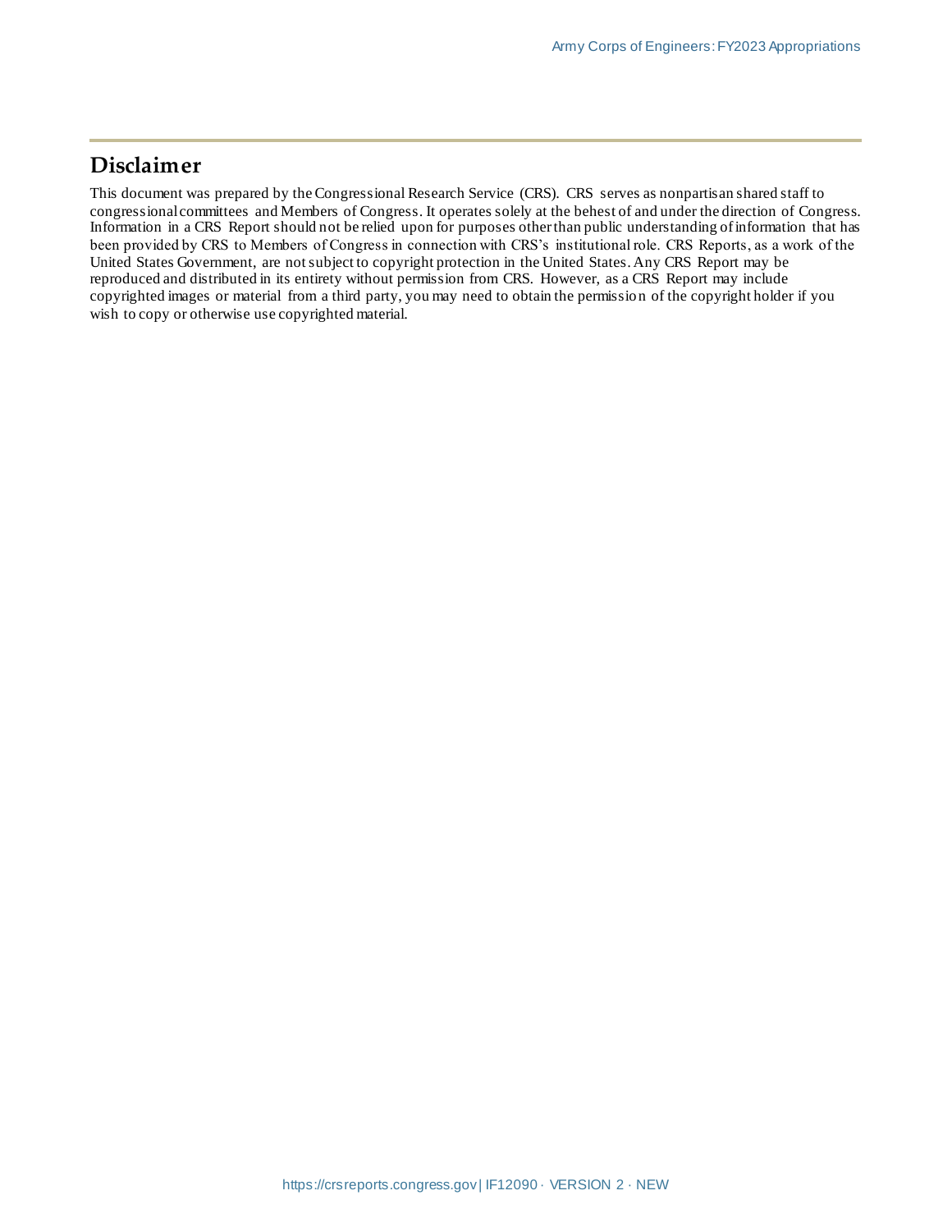## Disclaimer

This document was prepared by the Congressional Research Service (CRS). CRS serves as nonpartisan shared staff to congressional committees and Members of Congress. It operates solely at the behest of and under the direction of Congress. Information in a CRS Report should not be relied upon for purposes other than public understanding of information that has been provided by CRS to Members of Congress in connection with CRS's institutional role. CRS Reports, as a work of the United States Government, are not subject to copyright protection in the United States. Any CRS Report may be reproduced and distributed in its entirety without permission from CRS. However, as a CRS Report may include copyrighted images or material from a third party, you may need to obtain the permission of the copyright holder if you wish to copy or otherwise use copyrighted material.

https://crsreports.congress.gov | IF12090 · VERSION 2 · NEW